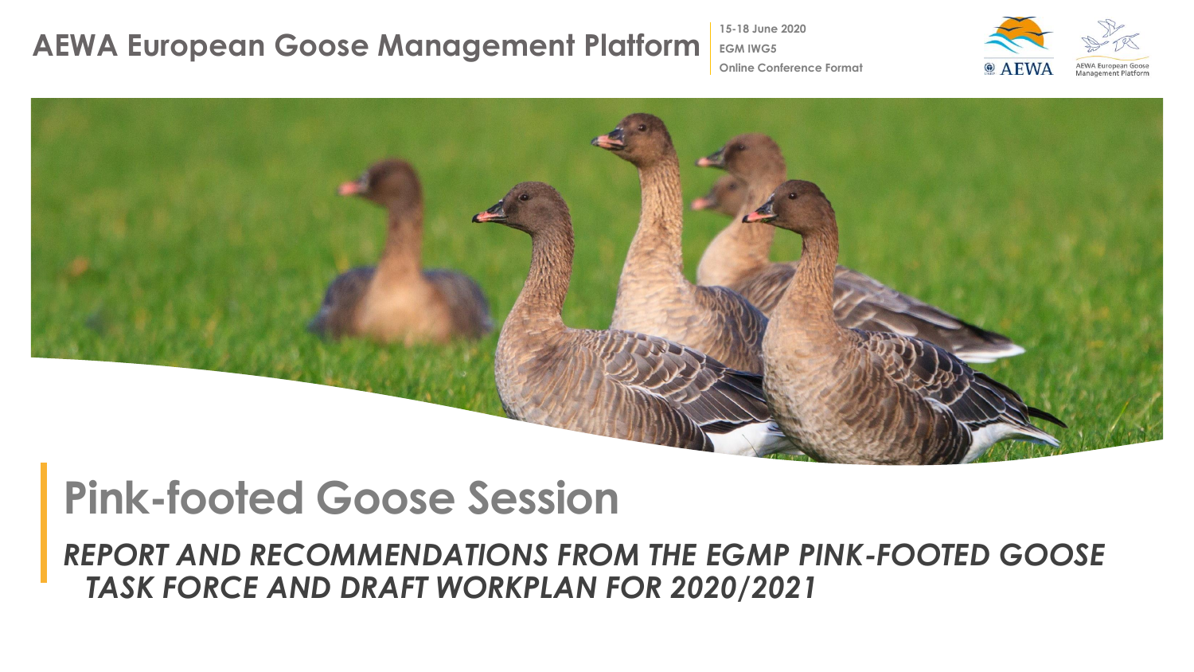AWEA European Goose Management Platform

15-18 June 2020
EGM IWG5
Online Conference Format

# Pink-footed Goose Session

*REPORT AND RECOMMENDATIONS FROM THE EGMP PINK-FOOTED GOOSE TASK FORCE AND DRAFT WORKPLAN FOR 2020/2021*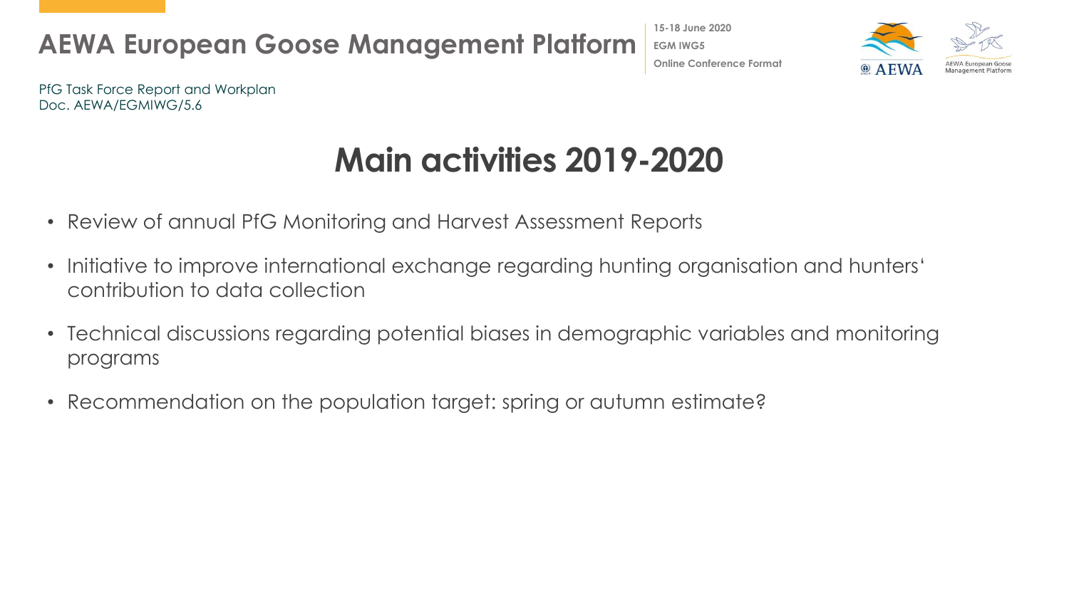PfG Task Force Report and Workplan
Doc. AEWA/EGMIWG/5.6

# Main activities 2019-2020

- Review of annual PfG Monitoring and Harvest Assessment Reports
- Initiative to improve international exchange regarding hunting organisation and hunters' contribution to data collection
- Technical discussions regarding potential biases in demographic variables and monitoring programs
- Recommendation on the population target: spring or autumn estimate?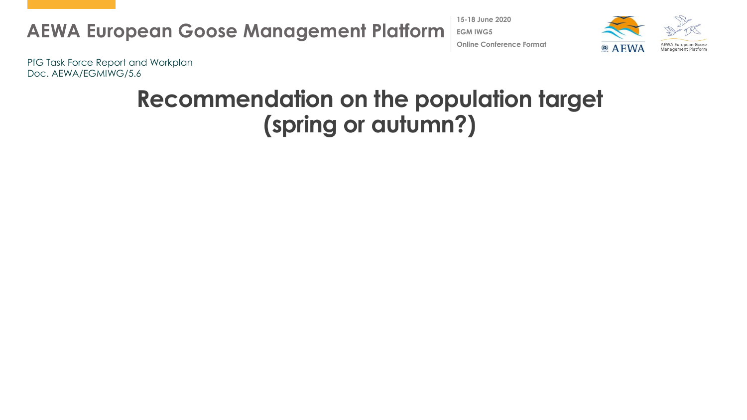PfG Task Force Report and Workplan
Doc. AEWA/EGMIWG/5.6

# Recommendation on the population target (spring or autumn?)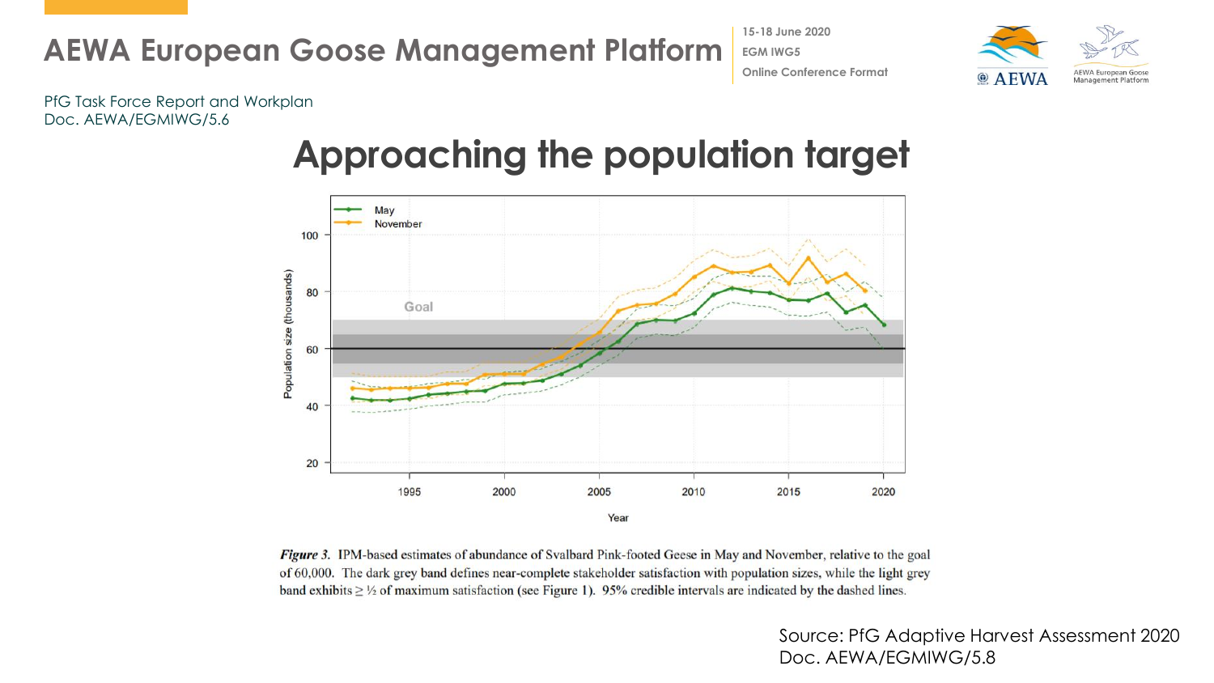PfG Task Force Report and Workplan
Doc. AEWA/EGMIWG/5.6

# Approaching the population target

***Figure 3.*** IPM-based estimates of abundance of Svalbard Pink-footed Geese in May and November, relative to the goal of 60,000. The dark grey band defines near-complete stakeholder satisfaction with population sizes, while the light grey band exhibits ≥ ½ of maximum satisfaction (see Figure 1). 95% credible intervals are indicated by the dashed lines.

Source: PfG Adaptive Harvest Assessment 2020
Doc. AEWA/EGMIWG/5.8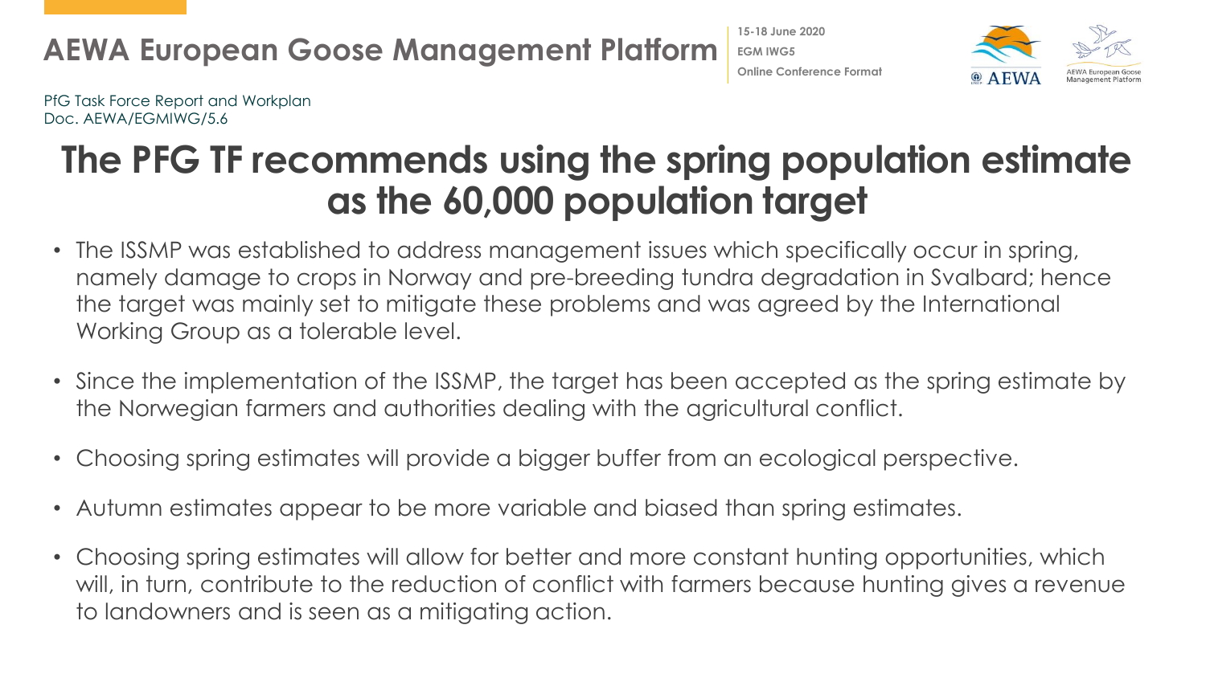PfG Task Force Report and Workplan
Doc. AEWA/EGMIWG/5.6

# The PFG TF recommends using the spring population estimate as the 60,000 population target

- The ISSMP was established to address management issues which specifically occur in spring, namely damage to crops in Norway and pre-breeding tundra degradation in Svalbard; hence the target was mainly set to mitigate these problems and was agreed by the International Working Group as a tolerable level.
- Since the implementation of the ISSMP, the target has been accepted as the spring estimate by the Norwegian farmers and authorities dealing with the agricultural conflict.
- Choosing spring estimates will provide a bigger buffer from an ecological perspective.
- Autumn estimates appear to be more variable and biased than spring estimates.
- Choosing spring estimates will allow for better and more constant hunting opportunities, which will, in turn, contribute to the reduction of conflict with farmers because hunting gives a revenue to landowners and is seen as a mitigating action.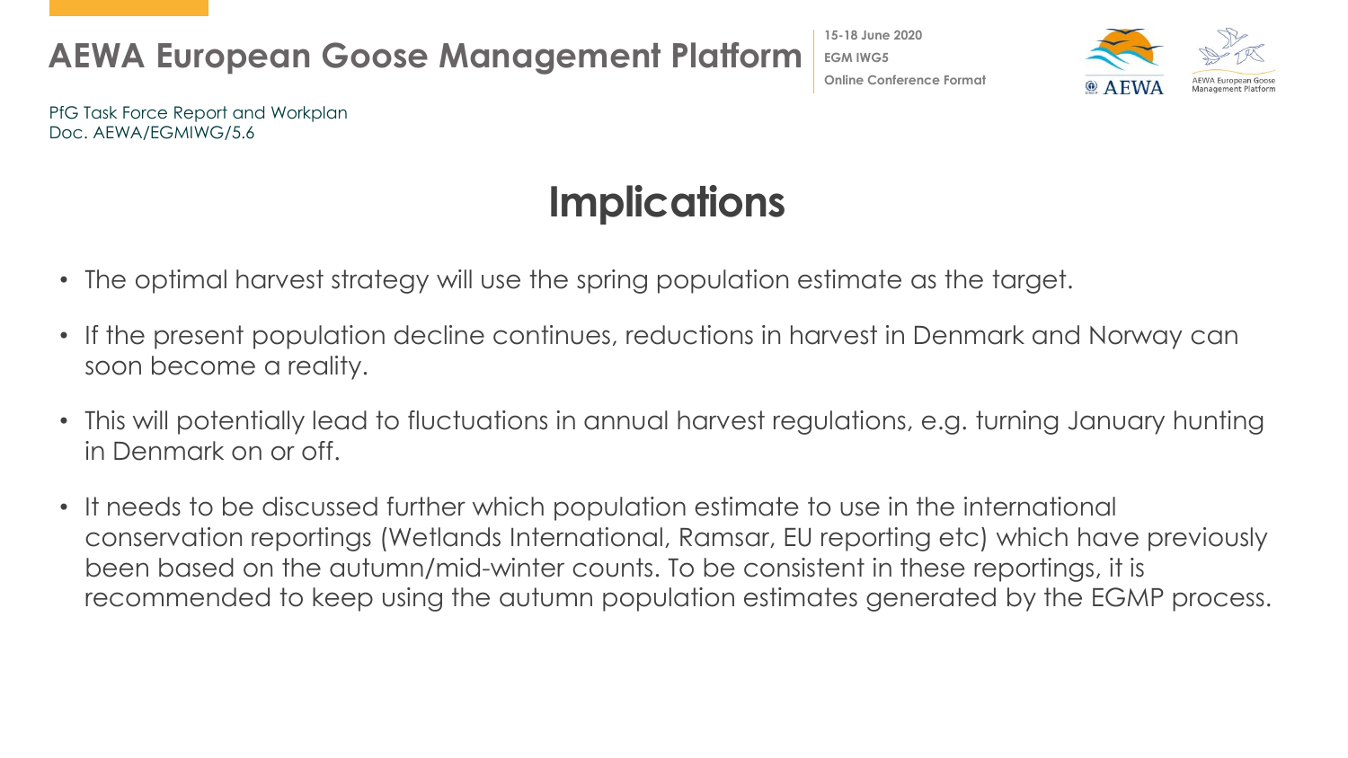# Implications

- The optimal harvest strategy will use the spring population estimate as the target.
- If the present population decline continues, reductions in harvest in Denmark and Norway can soon become a reality.
- This will potentially lead to fluctuations in annual harvest regulations, e.g. turning January hunting in Denmark on or off.
- It needs to be discussed further which population estimate to use in the international conservation reportings (Wetlands International, Ramsar, EU reporting etc) which have previously been based on the autumn/mid-winter counts. To be consistent in these reportings, it is recommended to keep using the autumn population estimates generated by the EGMP process.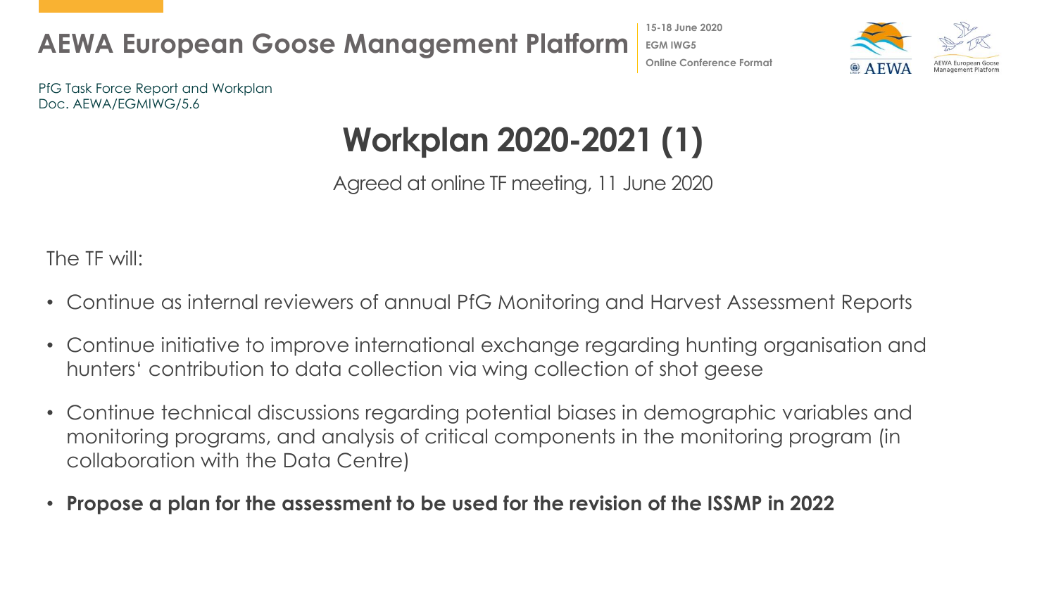PfG Task Force Report and Workplan
Doc. AEWA/EGMIWG/5.6

# Workplan 2020-2021 (1)

Agreed at online TF meeting, 11 June 2020

The TF will:

- Continue as internal reviewers of annual PfG Monitoring and Harvest Assessment Reports
- Continue initiative to improve international exchange regarding hunting organisation and hunters' contribution to data collection via wing collection of shot geese
- Continue technical discussions regarding potential biases in demographic variables and monitoring programs, and analysis of critical components in the monitoring program (in collaboration with the Data Centre)
- **Propose a plan for the assessment to be used for the revision of the ISSMP in 2022**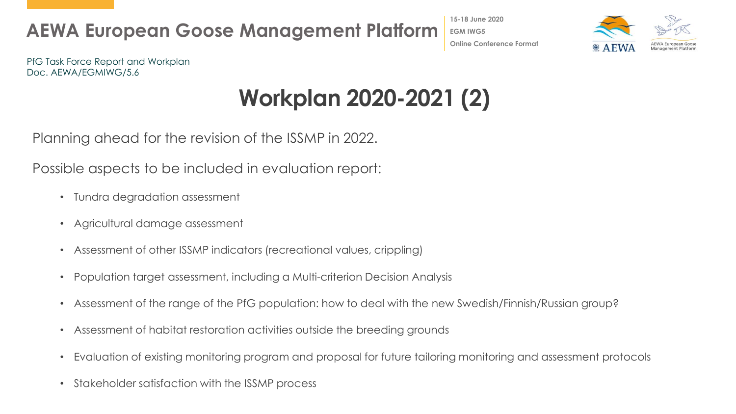PfG Task Force Report and Workplan
Doc. AEWA/EGMIWG/5.6

# Workplan 2020-2021 (2)

Planning ahead for the revision of the ISSMP in 2022.

Possible aspects to be included in evaluation report:

- Tundra degradation assessment
- Agricultural damage assessment
- Assessment of other ISSMP indicators (recreational values, crippling)
- Population target assessment, including a Multi-criterion Decision Analysis
- Assessment of the range of the PfG population: how to deal with the new Swedish/Finnish/Russian group?
- Assessment of habitat restoration activities outside the breeding grounds
- Evaluation of existing monitoring program and proposal for future tailoring monitoring and assessment protocols
- Stakeholder satisfaction with the ISSMP process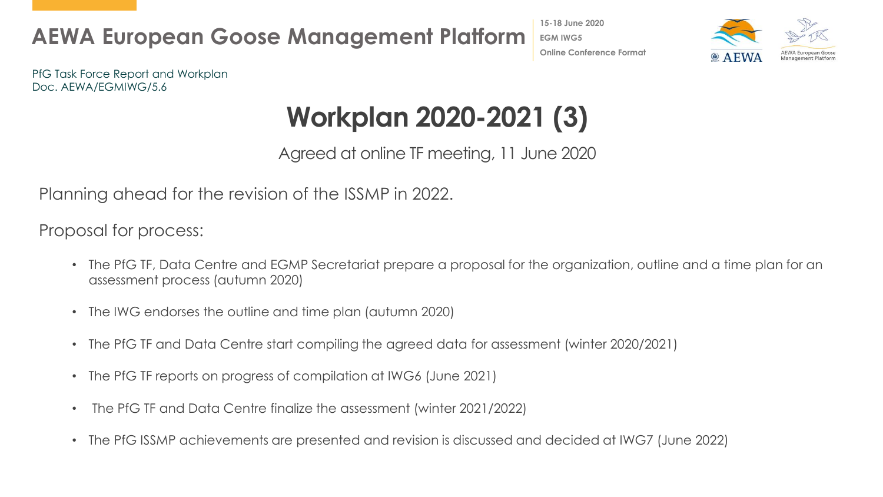PfG Task Force Report and Workplan
Doc. AEWA/EGMIWG/5.6

# Workplan 2020-2021 (3)

Agreed at online TF meeting, 11 June 2020

Planning ahead for the revision of the ISSMP in 2022.

Proposal for process:

- The PfG TF, Data Centre and EGMP Secretariat prepare a proposal for the organization, outline and a time plan for an assessment process (autumn 2020)
- The IWG endorses the outline and time plan (autumn 2020)
- The PfG TF and Data Centre start compiling the agreed data for assessment (winter 2020/2021)
- The PfG TF reports on progress of compilation at IWG6 (June 2021)
- The PfG TF and Data Centre finalize the assessment (winter 2021/2022)
- The PfG ISSMP achievements are presented and revision is discussed and decided at IWG7 (June 2022)